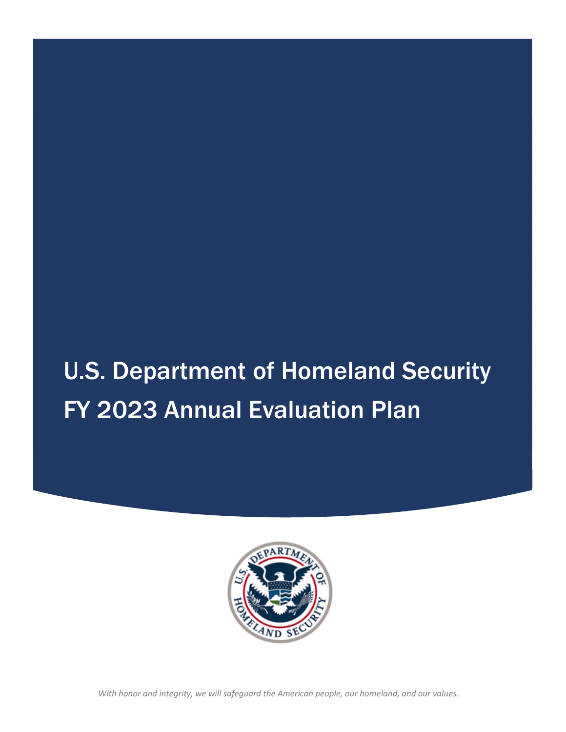# U.S. Department of Homeland Security FY 2023 Annual Evaluation Plan

*With honor and integrity, we will safeguard the American people, our homeland, and our values.*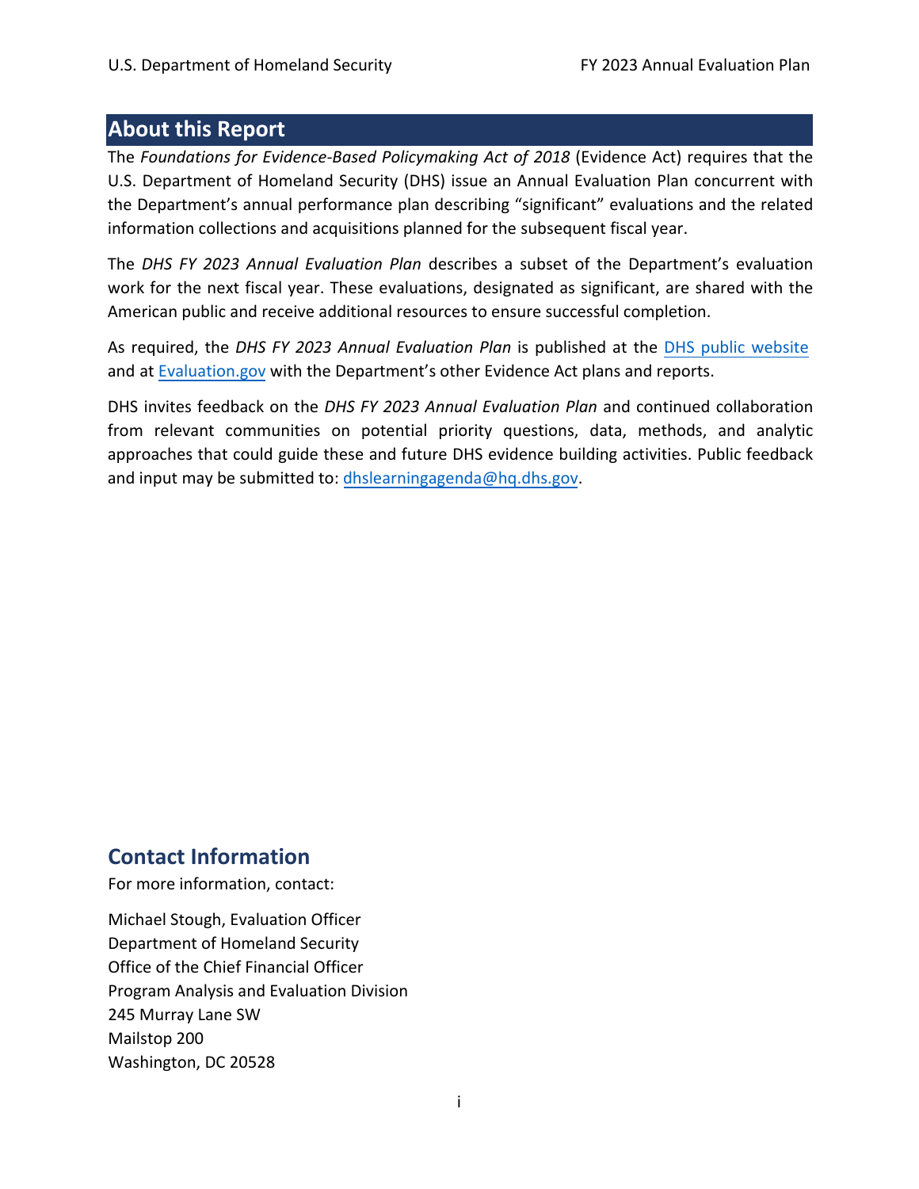## About this Report

The *Foundations for Evidence-Based Policymaking Act of 2018* (Evidence Act) requires that the U.S. Department of Homeland Security (DHS) issue an Annual Evaluation Plan concurrent with the Department's annual performance plan describing "significant" evaluations and the related information collections and acquisitions planned for the subsequent fiscal year.

The *DHS FY 2023 Annual Evaluation Plan* describes a subset of the Department's evaluation work for the next fiscal year. These evaluations, designated as significant, are shared with the American public and receive additional resources to ensure successful completion.

As required, the *DHS FY 2023 Annual Evaluation Plan* is published at the DHS public website and at Evaluation.gov with the Department's other Evidence Act plans and reports.

DHS invites feedback on the *DHS FY 2023 Annual Evaluation Plan* and continued collaboration from relevant communities on potential priority questions, data, methods, and analytic approaches that could guide these and future DHS evidence building activities. Public feedback and input may be submitted to: dhslearningagenda@hq.dhs.gov.

## Contact Information

For more information, contact:

Michael Stough, Evaluation Officer
Department of Homeland Security
Office of the Chief Financial Officer
Program Analysis and Evaluation Division
245 Murray Lane SW
Mailstop 200
Washington, DC 20528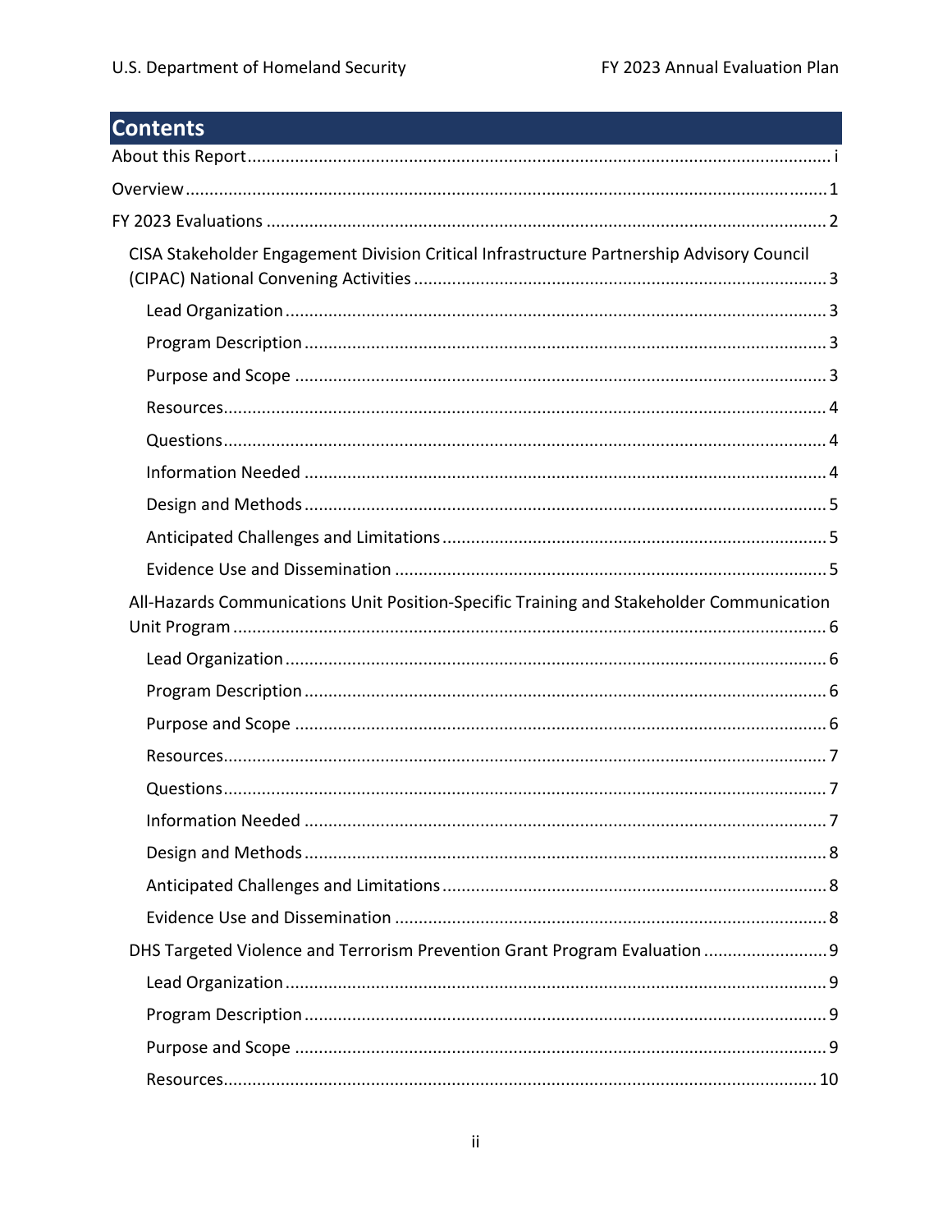# Contents

- About this Report ... i
- Overview ... 1
- FY 2023 Evaluations ... 2
  - CISA Stakeholder Engagement Division Critical Infrastructure Partnership Advisory Council (CIPAC) National Convening Activities ... 3
    - Lead Organization ... 3
    - Program Description ... 3
    - Purpose and Scope ... 3
    - Resources ... 4
    - Questions ... 4
    - Information Needed ... 4
    - Design and Methods ... 5
    - Anticipated Challenges and Limitations ... 5
    - Evidence Use and Dissemination ... 5
  - All-Hazards Communications Unit Position-Specific Training and Stakeholder Communication Unit Program ... 6
    - Lead Organization ... 6
    - Program Description ... 6
    - Purpose and Scope ... 6
    - Resources ... 7
    - Questions ... 7
    - Information Needed ... 7
    - Design and Methods ... 8
    - Anticipated Challenges and Limitations ... 8
    - Evidence Use and Dissemination ... 8
  - DHS Targeted Violence and Terrorism Prevention Grant Program Evaluation ... 9
    - Lead Organization ... 9
    - Program Description ... 9
    - Purpose and Scope ... 9
    - Resources ... 10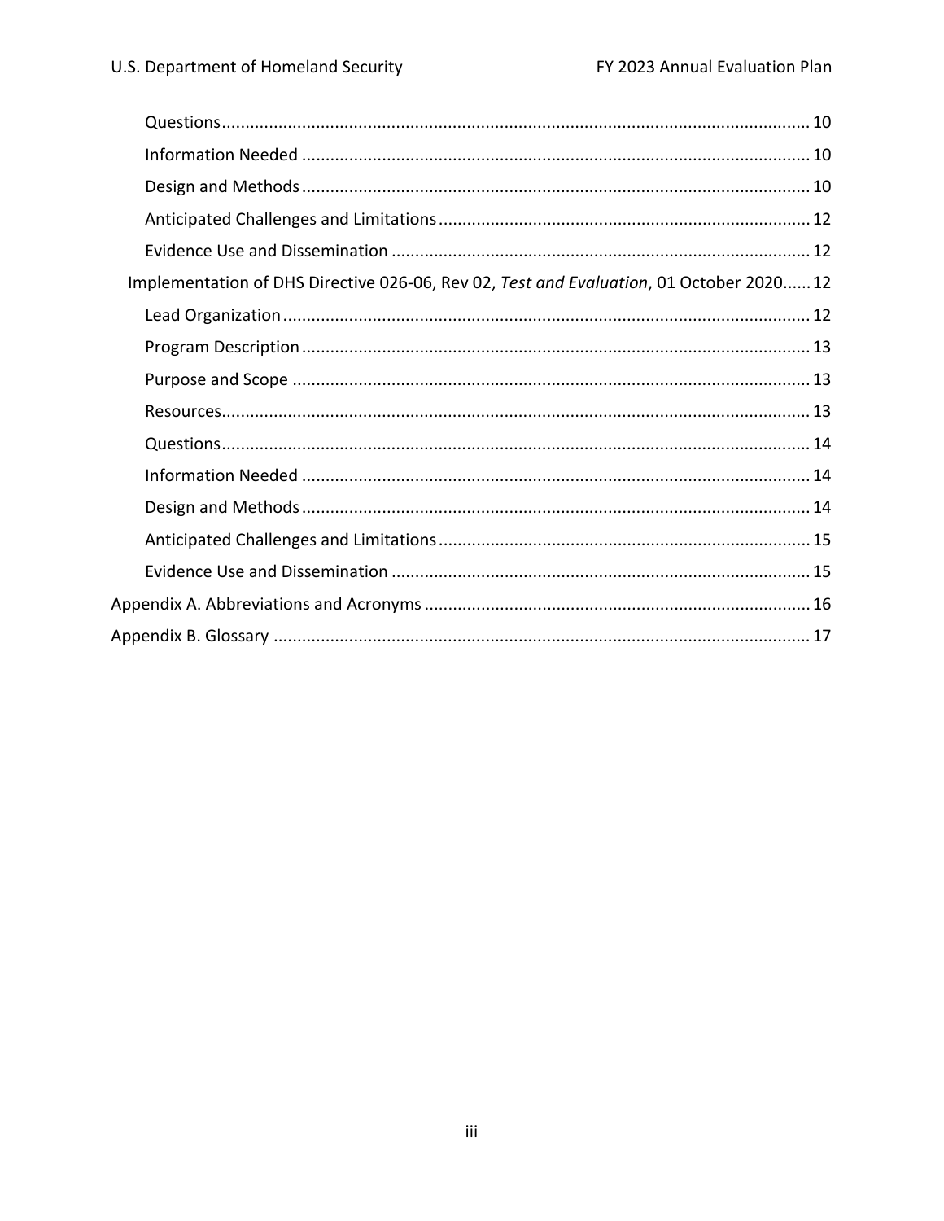Questions ............................................................................................................................ 10

Information Needed ........................................................................................................... 10

Design and Methods ........................................................................................................... 10

Anticipated Challenges and Limitations .............................................................................. 12

Evidence Use and Dissemination ....................................................................................... 12

Implementation of DHS Directive 026-06, Rev 02, *Test and Evaluation*, 01 October 2020...... 12

Lead Organization ............................................................................................................... 12

Program Description ........................................................................................................... 13

Purpose and Scope ............................................................................................................. 13

Resources............................................................................................................................ 13

Questions ............................................................................................................................ 14

Information Needed ........................................................................................................... 14

Design and Methods ........................................................................................................... 14

Anticipated Challenges and Limitations .............................................................................. 15

Evidence Use and Dissemination ....................................................................................... 15

Appendix A. Abbreviations and Acronyms ................................................................................. 16

Appendix B. Glossary ................................................................................................................. 17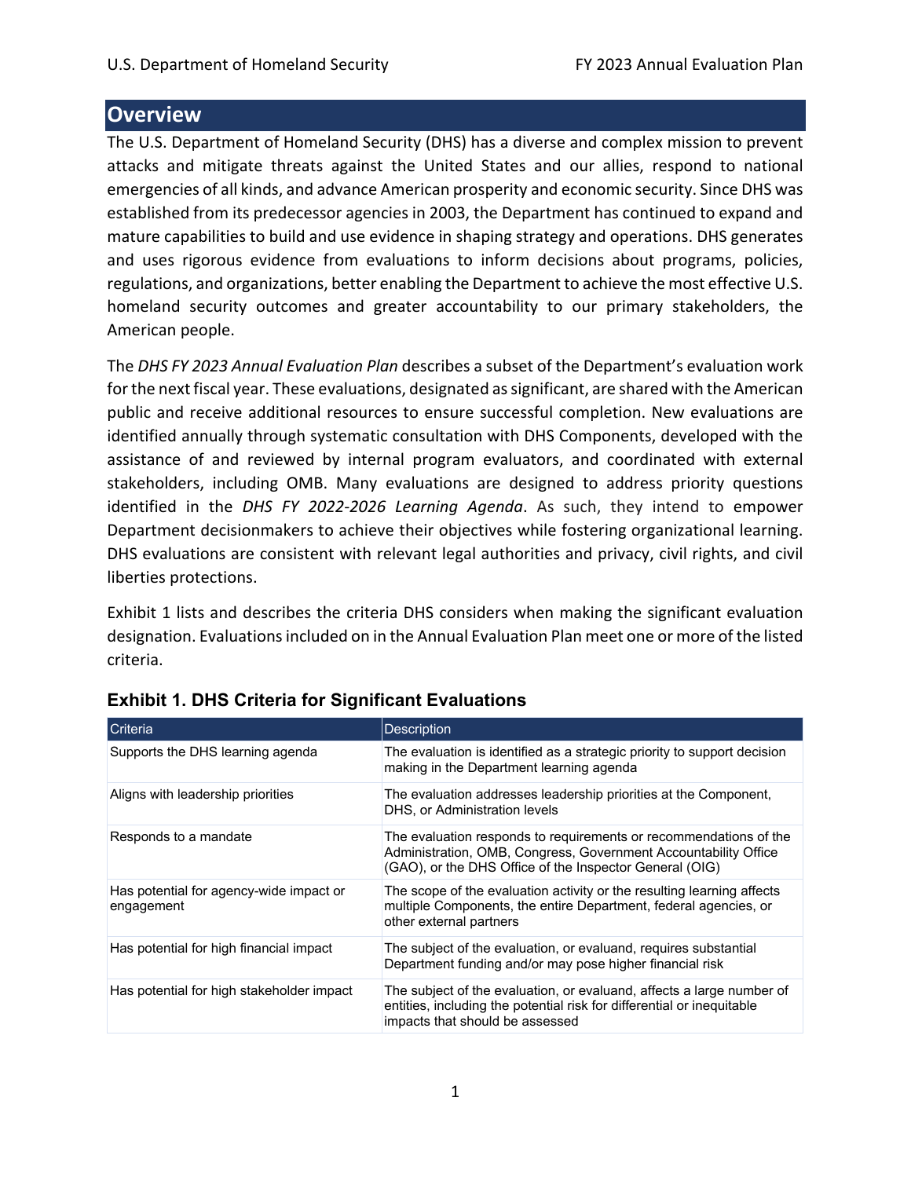## Overview

The U.S. Department of Homeland Security (DHS) has a diverse and complex mission to prevent attacks and mitigate threats against the United States and our allies, respond to national emergencies of all kinds, and advance American prosperity and economic security. Since DHS was established from its predecessor agencies in 2003, the Department has continued to expand and mature capabilities to build and use evidence in shaping strategy and operations. DHS generates and uses rigorous evidence from evaluations to inform decisions about programs, policies, regulations, and organizations, better enabling the Department to achieve the most effective U.S. homeland security outcomes and greater accountability to our primary stakeholders, the American people.

The *DHS FY 2023 Annual Evaluation Plan* describes a subset of the Department's evaluation work for the next fiscal year. These evaluations, designated as significant, are shared with the American public and receive additional resources to ensure successful completion. New evaluations are identified annually through systematic consultation with DHS Components, developed with the assistance of and reviewed by internal program evaluators, and coordinated with external stakeholders, including OMB. Many evaluations are designed to address priority questions identified in the *DHS FY 2022-2026 Learning Agenda*. As such, they intend to empower Department decisionmakers to achieve their objectives while fostering organizational learning. DHS evaluations are consistent with relevant legal authorities and privacy, civil rights, and civil liberties protections.

Exhibit 1 lists and describes the criteria DHS considers when making the significant evaluation designation. Evaluations included on in the Annual Evaluation Plan meet one or more of the listed criteria.

### Exhibit 1. DHS Criteria for Significant Evaluations

| Criteria | Description |
|---|---|
| Supports the DHS learning agenda | The evaluation is identified as a strategic priority to support decision making in the Department learning agenda |
| Aligns with leadership priorities | The evaluation addresses leadership priorities at the Component, DHS, or Administration levels |
| Responds to a mandate | The evaluation responds to requirements or recommendations of the Administration, OMB, Congress, Government Accountability Office (GAO), or the DHS Office of the Inspector General (OIG) |
| Has potential for agency-wide impact or engagement | The scope of the evaluation activity or the resulting learning affects multiple Components, the entire Department, federal agencies, or other external partners |
| Has potential for high financial impact | The subject of the evaluation, or evaluand, requires substantial Department funding and/or may pose higher financial risk |
| Has potential for high stakeholder impact | The subject of the evaluation, or evaluand, affects a large number of entities, including the potential risk for differential or inequitable impacts that should be assessed |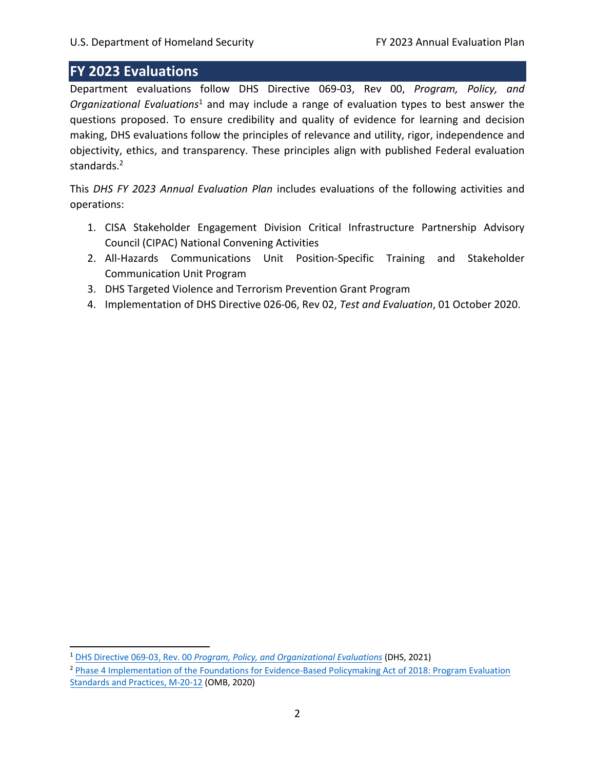## FY 2023 Evaluations

Department evaluations follow DHS Directive 069-03, Rev 00, *Program, Policy, and Organizational Evaluations*[1] and may include a range of evaluation types to best answer the questions proposed. To ensure credibility and quality of evidence for learning and decision making, DHS evaluations follow the principles of relevance and utility, rigor, independence and objectivity, ethics, and transparency. These principles align with published Federal evaluation standards.[2]

This *DHS FY 2023 Annual Evaluation Plan* includes evaluations of the following activities and operations:

1. CISA Stakeholder Engagement Division Critical Infrastructure Partnership Advisory Council (CIPAC) National Convening Activities
2. All-Hazards Communications Unit Position-Specific Training and Stakeholder Communication Unit Program
3. DHS Targeted Violence and Terrorism Prevention Grant Program
4. Implementation of DHS Directive 026-06, Rev 02, *Test and Evaluation*, 01 October 2020.

---

[1] DHS Directive 069-03, Rev. 00 *Program, Policy, and Organizational Evaluations* (DHS, 2021)

[2] Phase 4 Implementation of the Foundations for Evidence-Based Policymaking Act of 2018: Program Evaluation Standards and Practices, M-20-12 (OMB, 2020)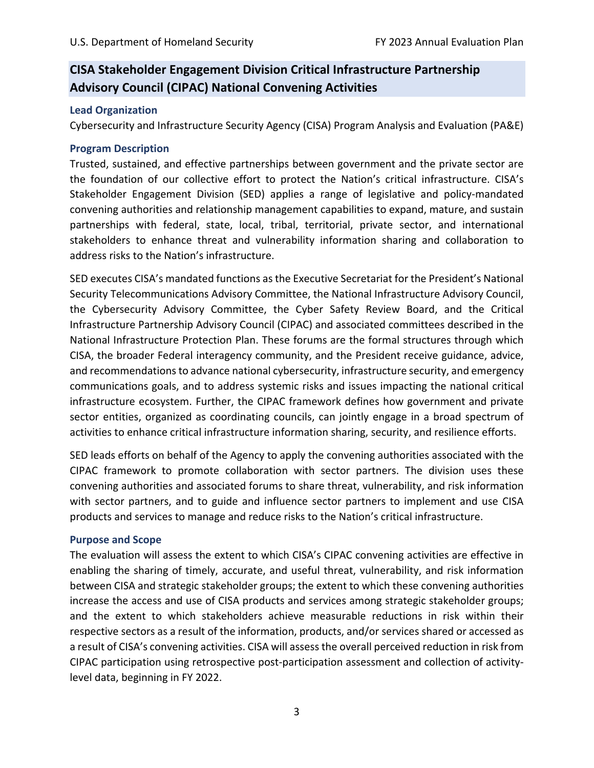## CISA Stakeholder Engagement Division Critical Infrastructure Partnership Advisory Council (CIPAC) National Convening Activities

### Lead Organization

Cybersecurity and Infrastructure Security Agency (CISA) Program Analysis and Evaluation (PA&E)

### Program Description

Trusted, sustained, and effective partnerships between government and the private sector are the foundation of our collective effort to protect the Nation's critical infrastructure. CISA's Stakeholder Engagement Division (SED) applies a range of legislative and policy-mandated convening authorities and relationship management capabilities to expand, mature, and sustain partnerships with federal, state, local, tribal, territorial, private sector, and international stakeholders to enhance threat and vulnerability information sharing and collaboration to address risks to the Nation's infrastructure.

SED executes CISA's mandated functions as the Executive Secretariat for the President's National Security Telecommunications Advisory Committee, the National Infrastructure Advisory Council, the Cybersecurity Advisory Committee, the Cyber Safety Review Board, and the Critical Infrastructure Partnership Advisory Council (CIPAC) and associated committees described in the National Infrastructure Protection Plan. These forums are the formal structures through which CISA, the broader Federal interagency community, and the President receive guidance, advice, and recommendations to advance national cybersecurity, infrastructure security, and emergency communications goals, and to address systemic risks and issues impacting the national critical infrastructure ecosystem. Further, the CIPAC framework defines how government and private sector entities, organized as coordinating councils, can jointly engage in a broad spectrum of activities to enhance critical infrastructure information sharing, security, and resilience efforts.

SED leads efforts on behalf of the Agency to apply the convening authorities associated with the CIPAC framework to promote collaboration with sector partners. The division uses these convening authorities and associated forums to share threat, vulnerability, and risk information with sector partners, and to guide and influence sector partners to implement and use CISA products and services to manage and reduce risks to the Nation's critical infrastructure.

### Purpose and Scope

The evaluation will assess the extent to which CISA's CIPAC convening activities are effective in enabling the sharing of timely, accurate, and useful threat, vulnerability, and risk information between CISA and strategic stakeholder groups; the extent to which these convening authorities increase the access and use of CISA products and services among strategic stakeholder groups; and the extent to which stakeholders achieve measurable reductions in risk within their respective sectors as a result of the information, products, and/or services shared or accessed as a result of CISA's convening activities. CISA will assess the overall perceived reduction in risk from CIPAC participation using retrospective post-participation assessment and collection of activity-level data, beginning in FY 2022.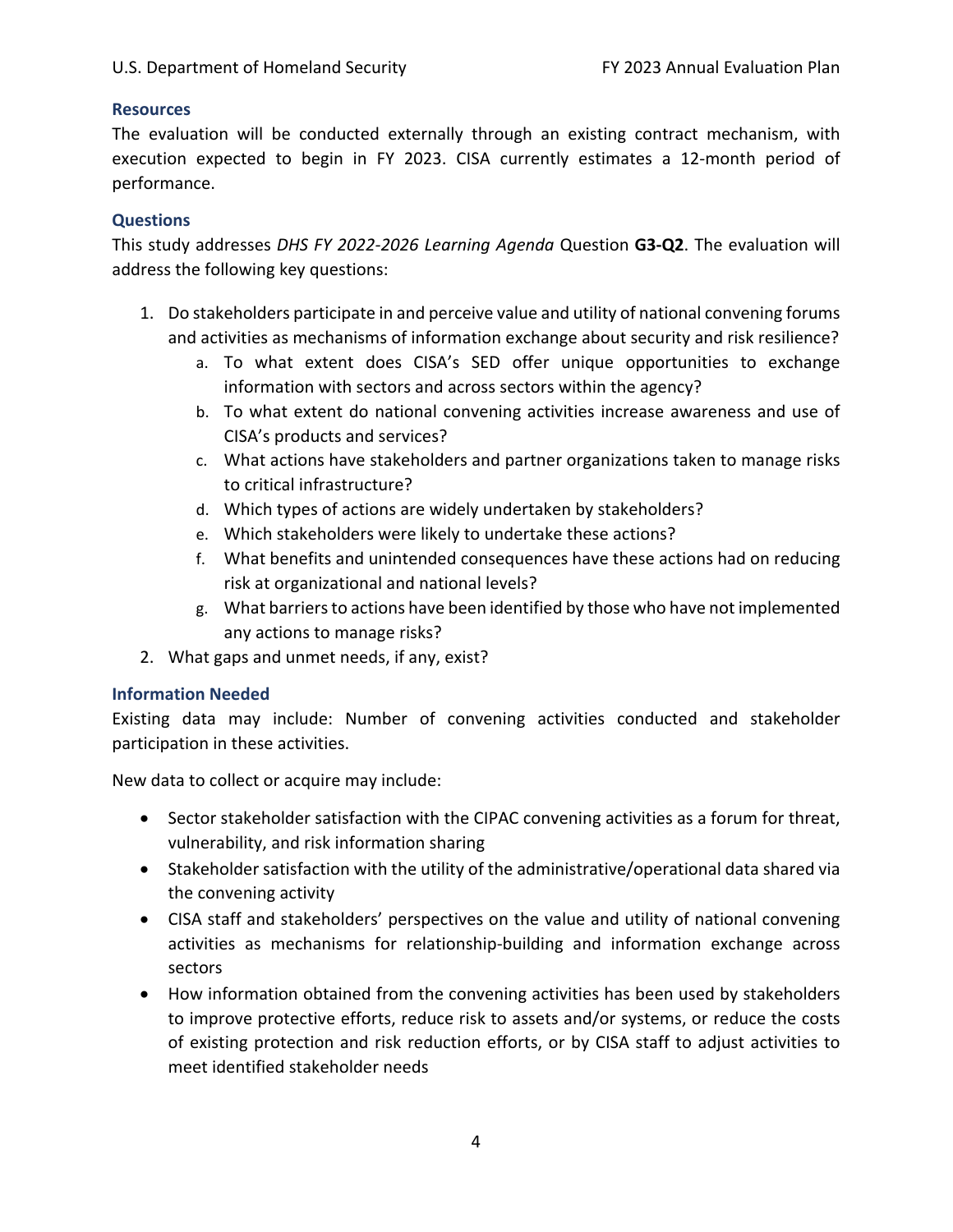### Resources

The evaluation will be conducted externally through an existing contract mechanism, with execution expected to begin in FY 2023. CISA currently estimates a 12-month period of performance.

### Questions

This study addresses *DHS FY 2022-2026 Learning Agenda* Question **G3-Q2**. The evaluation will address the following key questions:

1. Do stakeholders participate in and perceive value and utility of national convening forums and activities as mechanisms of information exchange about security and risk resilience?
   a. To what extent does CISA's SED offer unique opportunities to exchange information with sectors and across sectors within the agency?
   b. To what extent do national convening activities increase awareness and use of CISA's products and services?
   c. What actions have stakeholders and partner organizations taken to manage risks to critical infrastructure?
   d. Which types of actions are widely undertaken by stakeholders?
   e. Which stakeholders were likely to undertake these actions?
   f. What benefits and unintended consequences have these actions had on reducing risk at organizational and national levels?
   g. What barriers to actions have been identified by those who have not implemented any actions to manage risks?
2. What gaps and unmet needs, if any, exist?

### Information Needed

Existing data may include: Number of convening activities conducted and stakeholder participation in these activities.

New data to collect or acquire may include:

- Sector stakeholder satisfaction with the CIPAC convening activities as a forum for threat, vulnerability, and risk information sharing
- Stakeholder satisfaction with the utility of the administrative/operational data shared via the convening activity
- CISA staff and stakeholders' perspectives on the value and utility of national convening activities as mechanisms for relationship-building and information exchange across sectors
- How information obtained from the convening activities has been used by stakeholders to improve protective efforts, reduce risk to assets and/or systems, or reduce the costs of existing protection and risk reduction efforts, or by CISA staff to adjust activities to meet identified stakeholder needs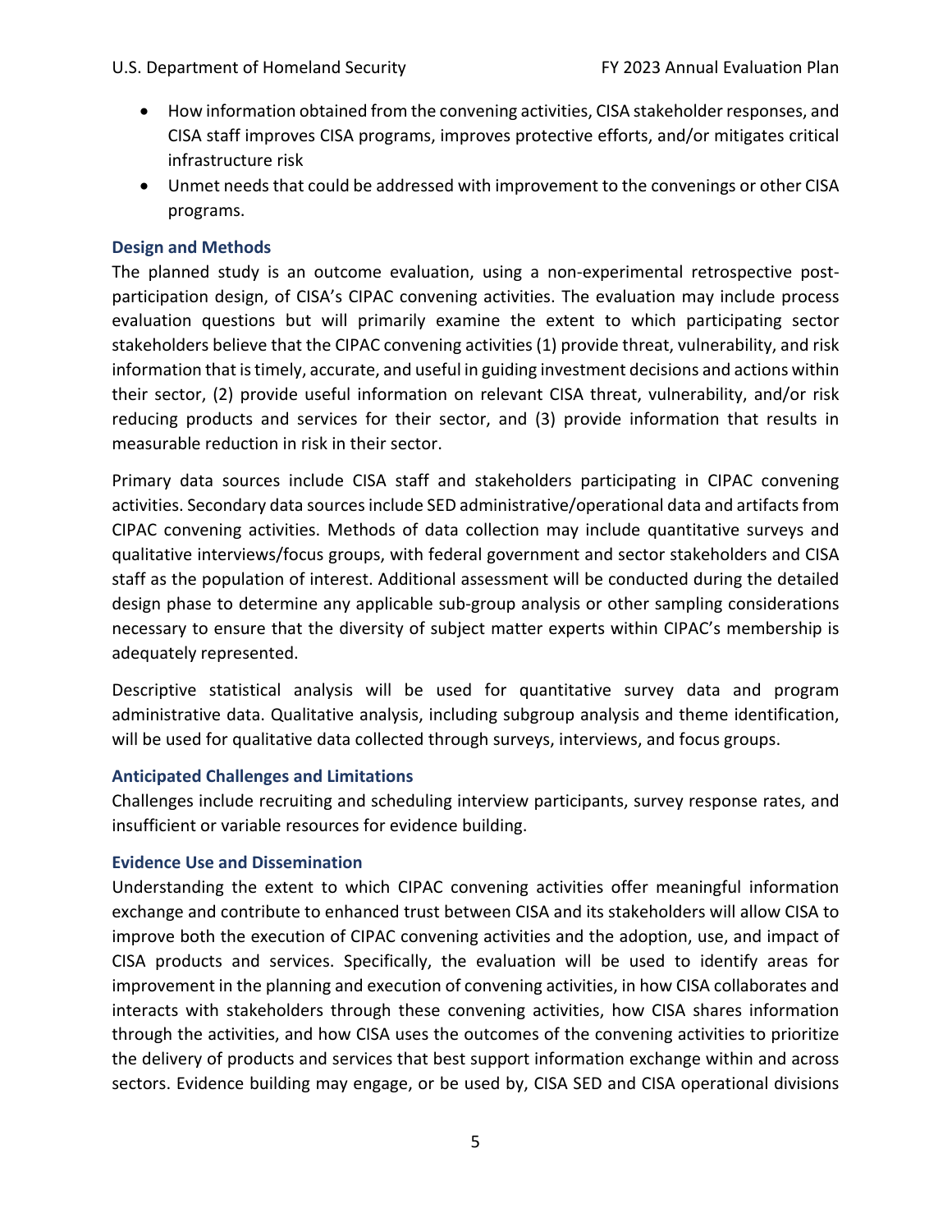- How information obtained from the convening activities, CISA stakeholder responses, and CISA staff improves CISA programs, improves protective efforts, and/or mitigates critical infrastructure risk
- Unmet needs that could be addressed with improvement to the convenings or other CISA programs.

### Design and Methods

The planned study is an outcome evaluation, using a non-experimental retrospective post-participation design, of CISA's CIPAC convening activities. The evaluation may include process evaluation questions but will primarily examine the extent to which participating sector stakeholders believe that the CIPAC convening activities (1) provide threat, vulnerability, and risk information that is timely, accurate, and useful in guiding investment decisions and actions within their sector, (2) provide useful information on relevant CISA threat, vulnerability, and/or risk reducing products and services for their sector, and (3) provide information that results in measurable reduction in risk in their sector.

Primary data sources include CISA staff and stakeholders participating in CIPAC convening activities. Secondary data sources include SED administrative/operational data and artifacts from CIPAC convening activities. Methods of data collection may include quantitative surveys and qualitative interviews/focus groups, with federal government and sector stakeholders and CISA staff as the population of interest. Additional assessment will be conducted during the detailed design phase to determine any applicable sub-group analysis or other sampling considerations necessary to ensure that the diversity of subject matter experts within CIPAC's membership is adequately represented.

Descriptive statistical analysis will be used for quantitative survey data and program administrative data. Qualitative analysis, including subgroup analysis and theme identification, will be used for qualitative data collected through surveys, interviews, and focus groups.

### Anticipated Challenges and Limitations

Challenges include recruiting and scheduling interview participants, survey response rates, and insufficient or variable resources for evidence building.

### Evidence Use and Dissemination

Understanding the extent to which CIPAC convening activities offer meaningful information exchange and contribute to enhanced trust between CISA and its stakeholders will allow CISA to improve both the execution of CIPAC convening activities and the adoption, use, and impact of CISA products and services. Specifically, the evaluation will be used to identify areas for improvement in the planning and execution of convening activities, in how CISA collaborates and interacts with stakeholders through these convening activities, how CISA shares information through the activities, and how CISA uses the outcomes of the convening activities to prioritize the delivery of products and services that best support information exchange within and across sectors. Evidence building may engage, or be used by, CISA SED and CISA operational divisions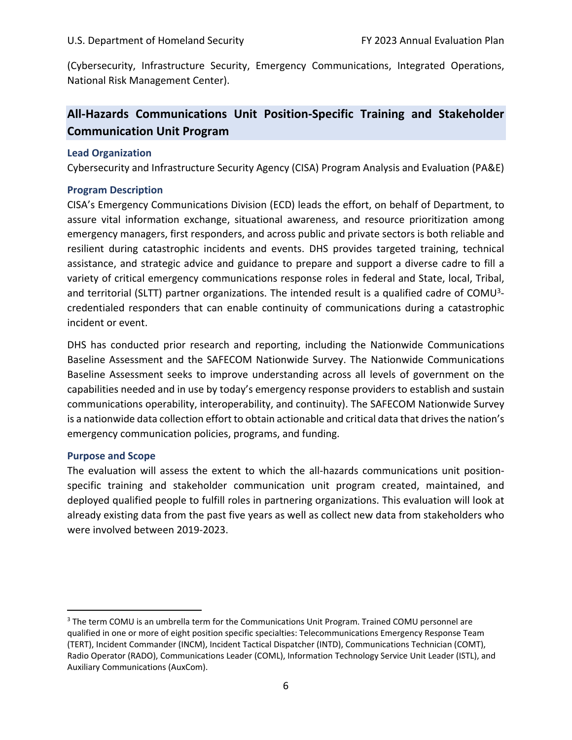(Cybersecurity, Infrastructure Security, Emergency Communications, Integrated Operations, National Risk Management Center).

## All-Hazards Communications Unit Position-Specific Training and Stakeholder Communication Unit Program

### Lead Organization

Cybersecurity and Infrastructure Security Agency (CISA) Program Analysis and Evaluation (PA&E)

### Program Description

CISA's Emergency Communications Division (ECD) leads the effort, on behalf of Department, to assure vital information exchange, situational awareness, and resource prioritization among emergency managers, first responders, and across public and private sectors is both reliable and resilient during catastrophic incidents and events. DHS provides targeted training, technical assistance, and strategic advice and guidance to prepare and support a diverse cadre to fill a variety of critical emergency communications response roles in federal and State, local, Tribal, and territorial (SLTT) partner organizations. The intended result is a qualified cadre of COMU[3]-credentialed responders that can enable continuity of communications during a catastrophic incident or event.

DHS has conducted prior research and reporting, including the Nationwide Communications Baseline Assessment and the SAFECOM Nationwide Survey. The Nationwide Communications Baseline Assessment seeks to improve understanding across all levels of government on the capabilities needed and in use by today's emergency response providers to establish and sustain communications operability, interoperability, and continuity). The SAFECOM Nationwide Survey is a nationwide data collection effort to obtain actionable and critical data that drives the nation's emergency communication policies, programs, and funding.

### Purpose and Scope

The evaluation will assess the extent to which the all-hazards communications unit position-specific training and stakeholder communication unit program created, maintained, and deployed qualified people to fulfill roles in partnering organizations. This evaluation will look at already existing data from the past five years as well as collect new data from stakeholders who were involved between 2019-2023.

---

[3] The term COMU is an umbrella term for the Communications Unit Program. Trained COMU personnel are qualified in one or more of eight position specific specialties: Telecommunications Emergency Response Team (TERT), Incident Commander (INCM), Incident Tactical Dispatcher (INTD), Communications Technician (COMT), Radio Operator (RADO), Communications Leader (COML), Information Technology Service Unit Leader (ISTL), and Auxiliary Communications (AuxCom).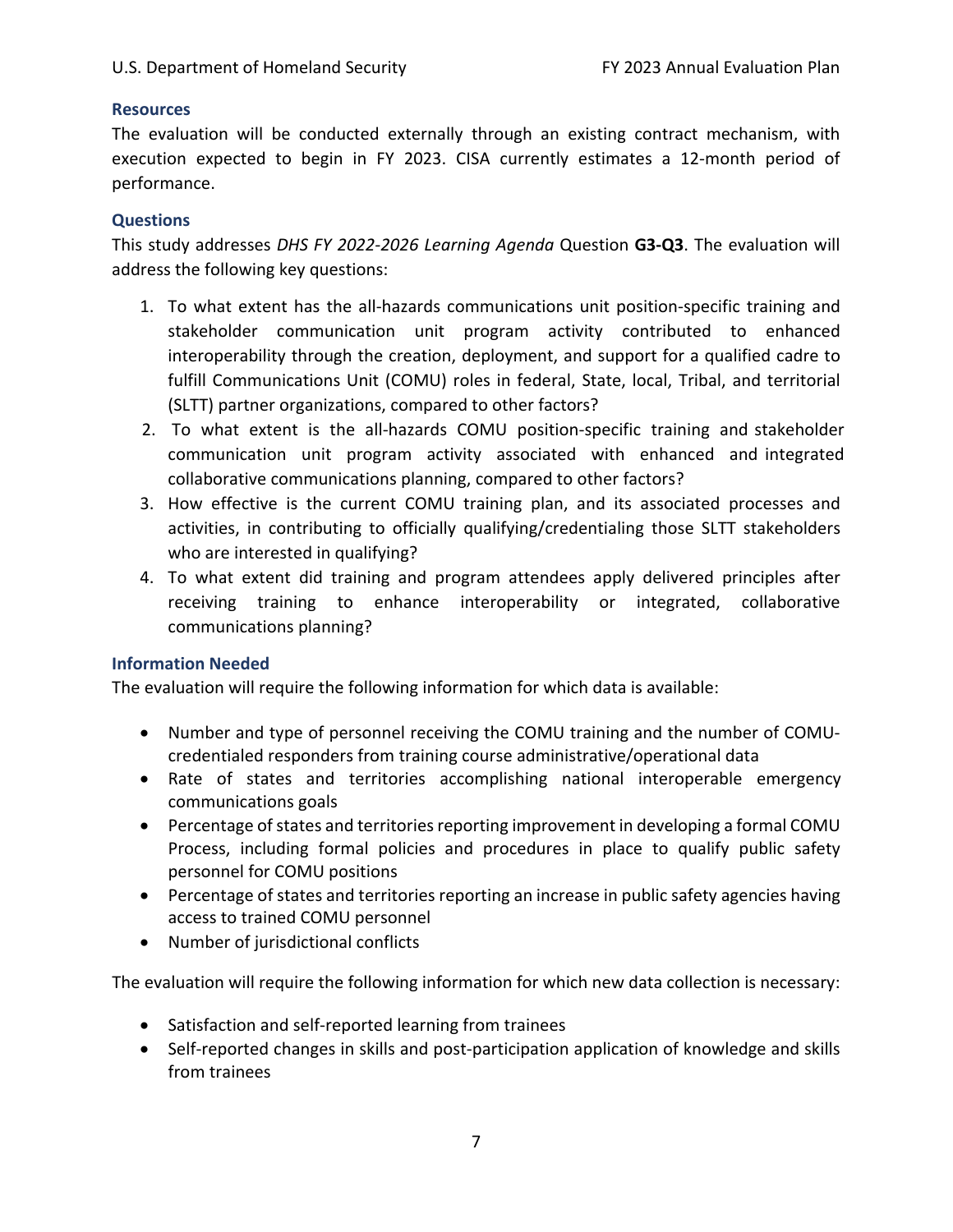### Resources

The evaluation will be conducted externally through an existing contract mechanism, with execution expected to begin in FY 2023. CISA currently estimates a 12-month period of performance.

### Questions

This study addresses *DHS FY 2022-2026 Learning Agenda* Question **G3-Q3**. The evaluation will address the following key questions:

1. To what extent has the all-hazards communications unit position-specific training and stakeholder communication unit program activity contributed to enhanced interoperability through the creation, deployment, and support for a qualified cadre to fulfill Communications Unit (COMU) roles in federal, State, local, Tribal, and territorial (SLTT) partner organizations, compared to other factors?
2. To what extent is the all-hazards COMU position-specific training and stakeholder communication unit program activity associated with enhanced and integrated collaborative communications planning, compared to other factors?
3. How effective is the current COMU training plan, and its associated processes and activities, in contributing to officially qualifying/credentialing those SLTT stakeholders who are interested in qualifying?
4. To what extent did training and program attendees apply delivered principles after receiving training to enhance interoperability or integrated, collaborative communications planning?

### Information Needed

The evaluation will require the following information for which data is available:

- Number and type of personnel receiving the COMU training and the number of COMU-credentialed responders from training course administrative/operational data
- Rate of states and territories accomplishing national interoperable emergency communications goals
- Percentage of states and territories reporting improvement in developing a formal COMU Process, including formal policies and procedures in place to qualify public safety personnel for COMU positions
- Percentage of states and territories reporting an increase in public safety agencies having access to trained COMU personnel
- Number of jurisdictional conflicts

The evaluation will require the following information for which new data collection is necessary:

- Satisfaction and self-reported learning from trainees
- Self-reported changes in skills and post-participation application of knowledge and skills from trainees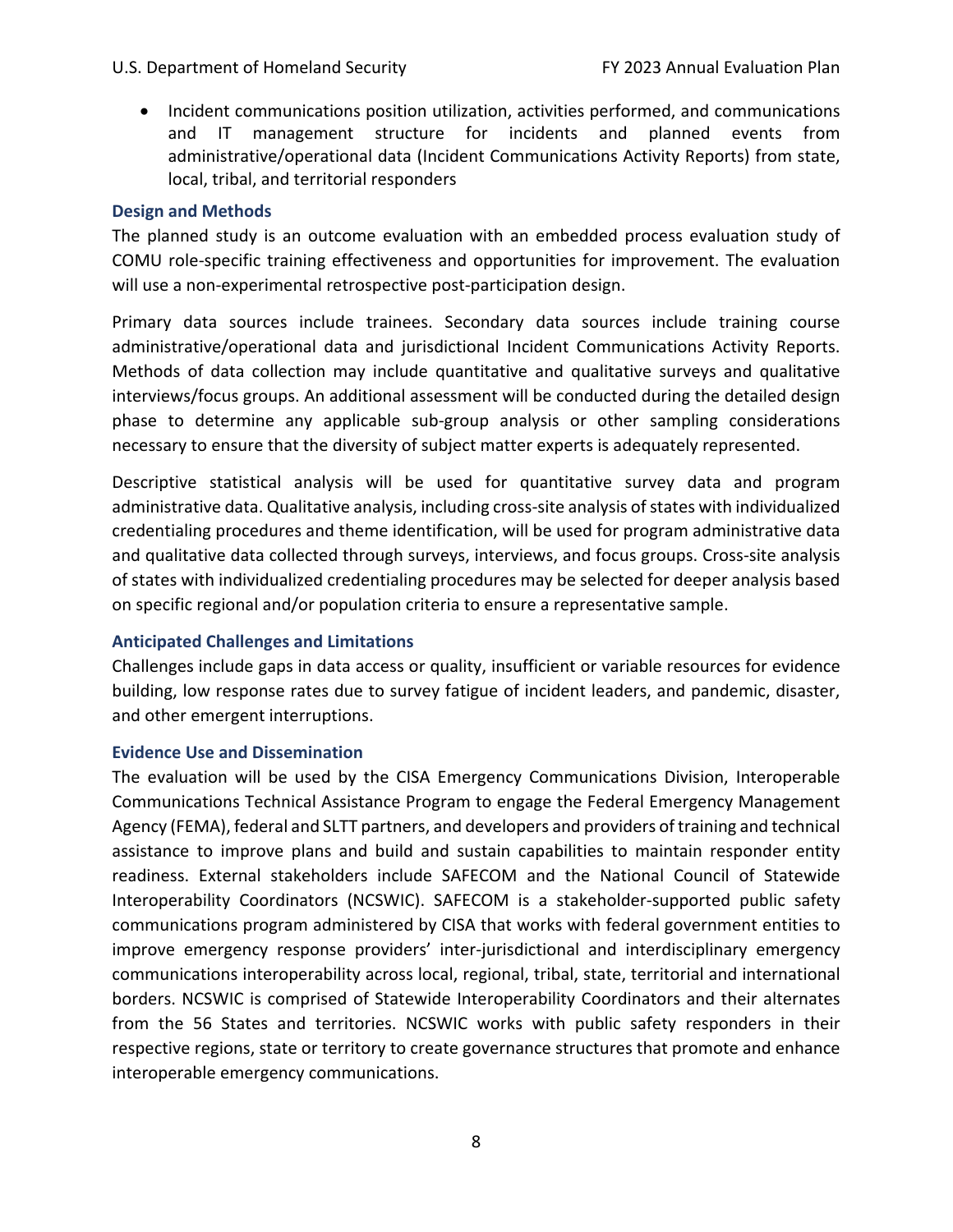- Incident communications position utilization, activities performed, and communications and IT management structure for incidents and planned events from administrative/operational data (Incident Communications Activity Reports) from state, local, tribal, and territorial responders

### Design and Methods

The planned study is an outcome evaluation with an embedded process evaluation study of COMU role-specific training effectiveness and opportunities for improvement. The evaluation will use a non-experimental retrospective post-participation design.

Primary data sources include trainees. Secondary data sources include training course administrative/operational data and jurisdictional Incident Communications Activity Reports. Methods of data collection may include quantitative and qualitative surveys and qualitative interviews/focus groups. An additional assessment will be conducted during the detailed design phase to determine any applicable sub-group analysis or other sampling considerations necessary to ensure that the diversity of subject matter experts is adequately represented.

Descriptive statistical analysis will be used for quantitative survey data and program administrative data. Qualitative analysis, including cross-site analysis of states with individualized credentialing procedures and theme identification, will be used for program administrative data and qualitative data collected through surveys, interviews, and focus groups. Cross-site analysis of states with individualized credentialing procedures may be selected for deeper analysis based on specific regional and/or population criteria to ensure a representative sample.

### Anticipated Challenges and Limitations

Challenges include gaps in data access or quality, insufficient or variable resources for evidence building, low response rates due to survey fatigue of incident leaders, and pandemic, disaster, and other emergent interruptions.

### Evidence Use and Dissemination

The evaluation will be used by the CISA Emergency Communications Division, Interoperable Communications Technical Assistance Program to engage the Federal Emergency Management Agency (FEMA), federal and SLTT partners, and developers and providers of training and technical assistance to improve plans and build and sustain capabilities to maintain responder entity readiness. External stakeholders include SAFECOM and the National Council of Statewide Interoperability Coordinators (NCSWIC). SAFECOM is a stakeholder-supported public safety communications program administered by CISA that works with federal government entities to improve emergency response providers' inter-jurisdictional and interdisciplinary emergency communications interoperability across local, regional, tribal, state, territorial and international borders. NCSWIC is comprised of Statewide Interoperability Coordinators and their alternates from the 56 States and territories. NCSWIC works with public safety responders in their respective regions, state or territory to create governance structures that promote and enhance interoperable emergency communications.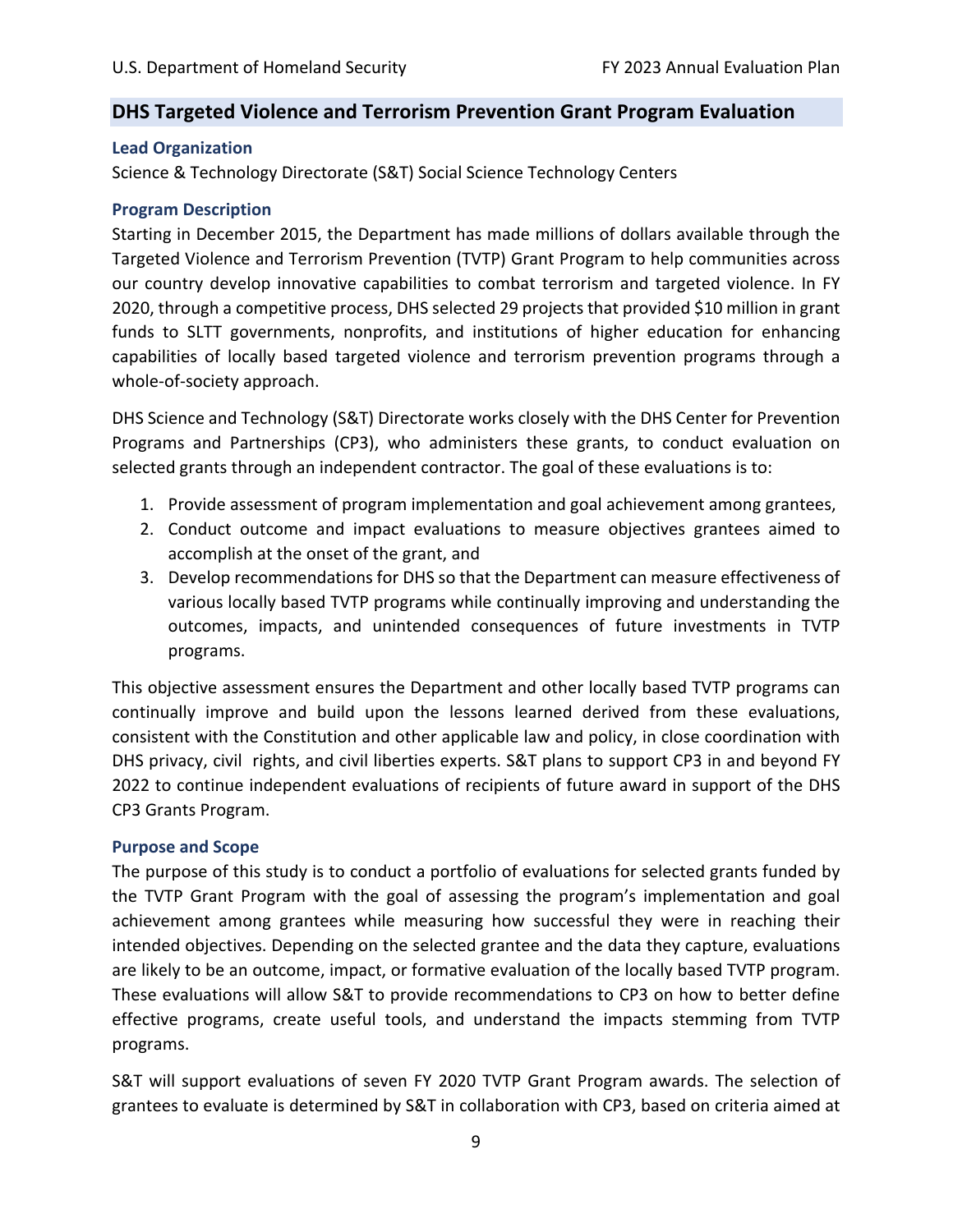## DHS Targeted Violence and Terrorism Prevention Grant Program Evaluation

### Lead Organization

Science & Technology Directorate (S&T) Social Science Technology Centers

### Program Description

Starting in December 2015, the Department has made millions of dollars available through the Targeted Violence and Terrorism Prevention (TVTP) Grant Program to help communities across our country develop innovative capabilities to combat terrorism and targeted violence. In FY 2020, through a competitive process, DHS selected 29 projects that provided $10 million in grant funds to SLTT governments, nonprofits, and institutions of higher education for enhancing capabilities of locally based targeted violence and terrorism prevention programs through a whole-of-society approach.

DHS Science and Technology (S&T) Directorate works closely with the DHS Center for Prevention Programs and Partnerships (CP3), who administers these grants, to conduct evaluation on selected grants through an independent contractor. The goal of these evaluations is to:

1. Provide assessment of program implementation and goal achievement among grantees,
2. Conduct outcome and impact evaluations to measure objectives grantees aimed to accomplish at the onset of the grant, and
3. Develop recommendations for DHS so that the Department can measure effectiveness of various locally based TVTP programs while continually improving and understanding the outcomes, impacts, and unintended consequences of future investments in TVTP programs.

This objective assessment ensures the Department and other locally based TVTP programs can continually improve and build upon the lessons learned derived from these evaluations, consistent with the Constitution and other applicable law and policy, in close coordination with DHS privacy, civil rights, and civil liberties experts. S&T plans to support CP3 in and beyond FY 2022 to continue independent evaluations of recipients of future award in support of the DHS CP3 Grants Program.

### Purpose and Scope

The purpose of this study is to conduct a portfolio of evaluations for selected grants funded by the TVTP Grant Program with the goal of assessing the program's implementation and goal achievement among grantees while measuring how successful they were in reaching their intended objectives. Depending on the selected grantee and the data they capture, evaluations are likely to be an outcome, impact, or formative evaluation of the locally based TVTP program. These evaluations will allow S&T to provide recommendations to CP3 on how to better define effective programs, create useful tools, and understand the impacts stemming from TVTP programs.

S&T will support evaluations of seven FY 2020 TVTP Grant Program awards. The selection of grantees to evaluate is determined by S&T in collaboration with CP3, based on criteria aimed at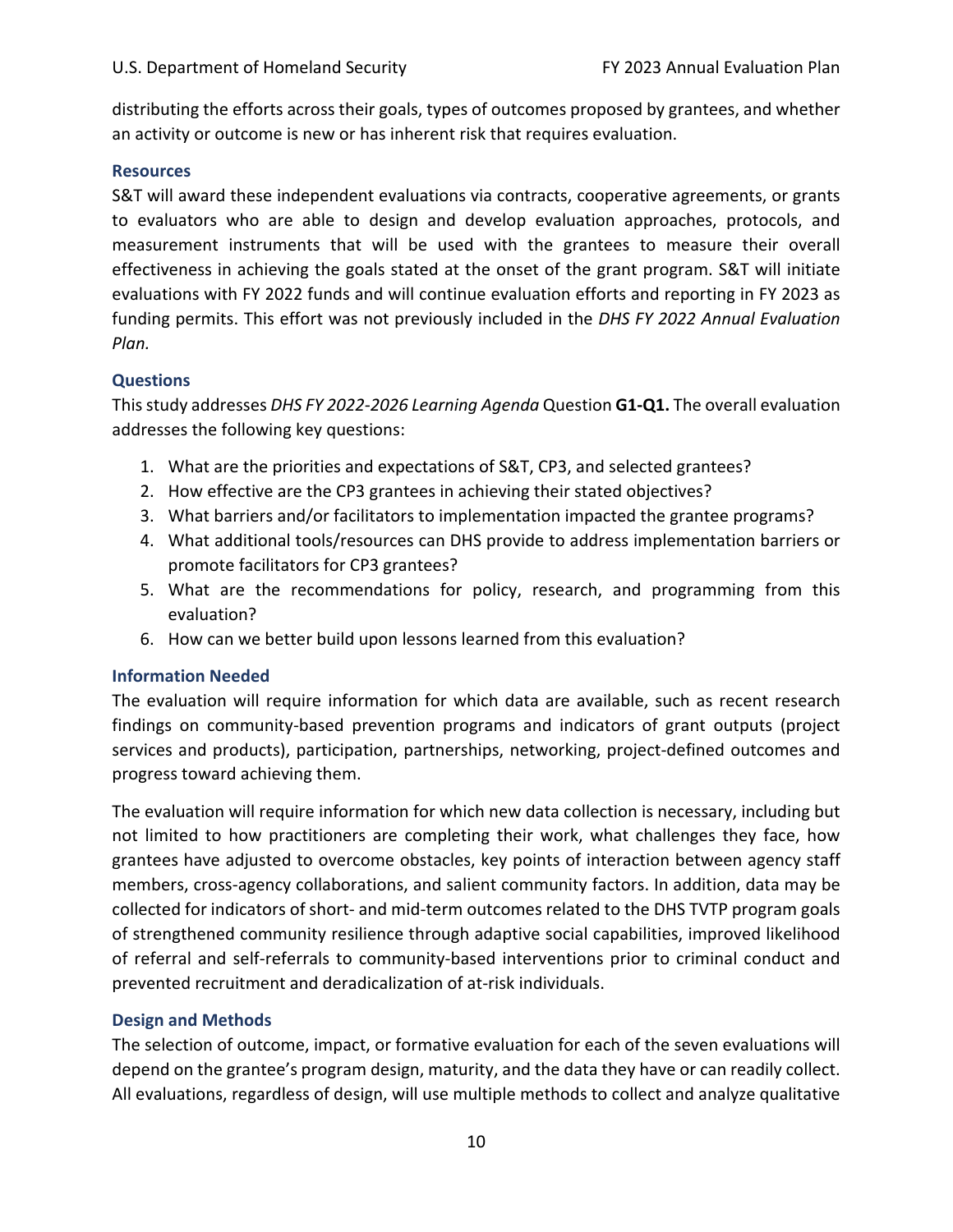distributing the efforts across their goals, types of outcomes proposed by grantees, and whether an activity or outcome is new or has inherent risk that requires evaluation.

### Resources

S&T will award these independent evaluations via contracts, cooperative agreements, or grants to evaluators who are able to design and develop evaluation approaches, protocols, and measurement instruments that will be used with the grantees to measure their overall effectiveness in achieving the goals stated at the onset of the grant program. S&T will initiate evaluations with FY 2022 funds and will continue evaluation efforts and reporting in FY 2023 as funding permits. This effort was not previously included in the *DHS FY 2022 Annual Evaluation Plan.*

### Questions

This study addresses *DHS FY 2022-2026 Learning Agenda* Question **G1-Q1.** The overall evaluation addresses the following key questions:

1. What are the priorities and expectations of S&T, CP3, and selected grantees?
2. How effective are the CP3 grantees in achieving their stated objectives?
3. What barriers and/or facilitators to implementation impacted the grantee programs?
4. What additional tools/resources can DHS provide to address implementation barriers or promote facilitators for CP3 grantees?
5. What are the recommendations for policy, research, and programming from this evaluation?
6. How can we better build upon lessons learned from this evaluation?

### Information Needed

The evaluation will require information for which data are available, such as recent research findings on community-based prevention programs and indicators of grant outputs (project services and products), participation, partnerships, networking, project-defined outcomes and progress toward achieving them.

The evaluation will require information for which new data collection is necessary, including but not limited to how practitioners are completing their work, what challenges they face, how grantees have adjusted to overcome obstacles, key points of interaction between agency staff members, cross-agency collaborations, and salient community factors. In addition, data may be collected for indicators of short- and mid-term outcomes related to the DHS TVTP program goals of strengthened community resilience through adaptive social capabilities, improved likelihood of referral and self-referrals to community-based interventions prior to criminal conduct and prevented recruitment and deradicalization of at-risk individuals.

### Design and Methods

The selection of outcome, impact, or formative evaluation for each of the seven evaluations will depend on the grantee's program design, maturity, and the data they have or can readily collect. All evaluations, regardless of design, will use multiple methods to collect and analyze qualitative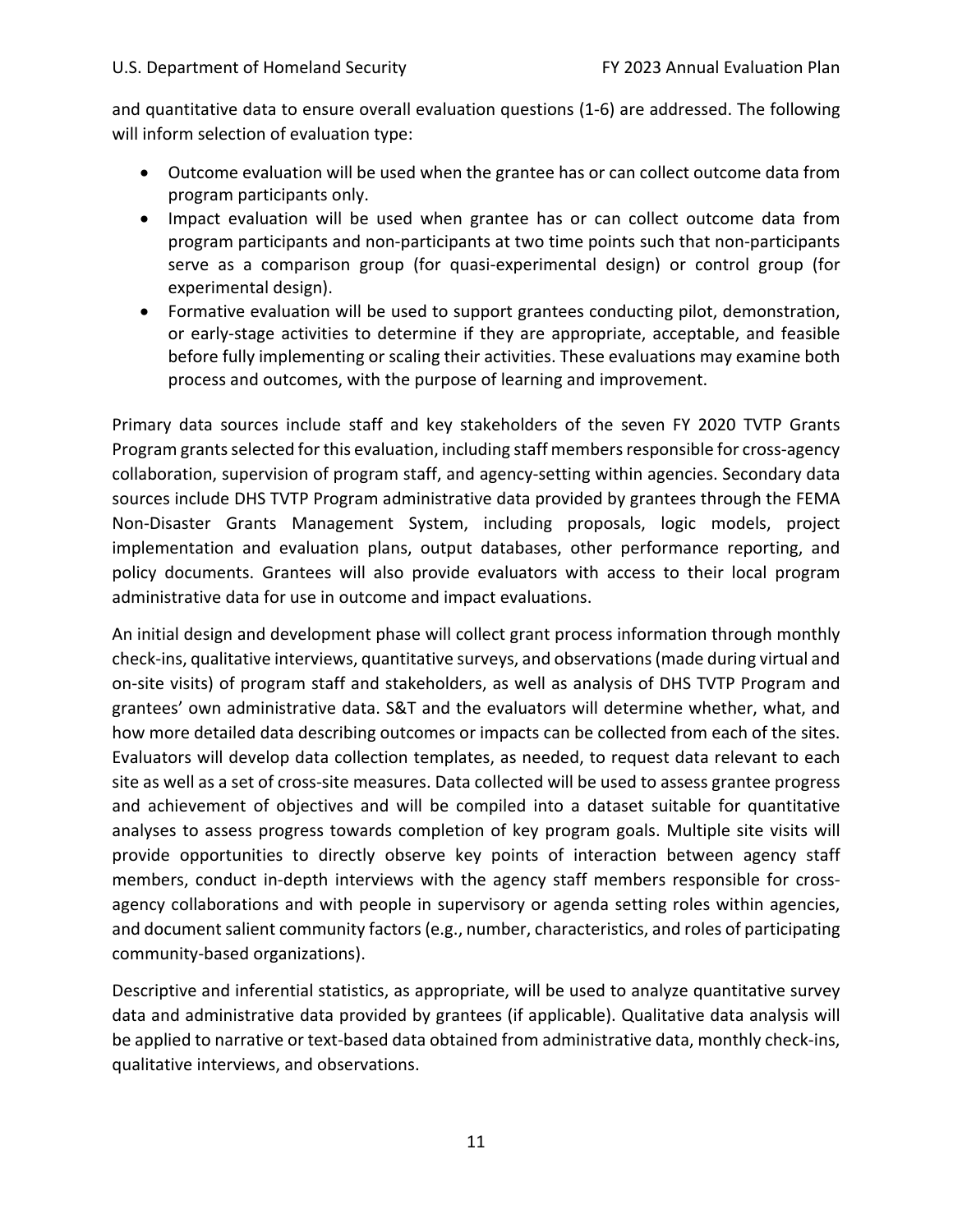and quantitative data to ensure overall evaluation questions (1-6) are addressed. The following will inform selection of evaluation type:

- Outcome evaluation will be used when the grantee has or can collect outcome data from program participants only.
- Impact evaluation will be used when grantee has or can collect outcome data from program participants and non-participants at two time points such that non-participants serve as a comparison group (for quasi-experimental design) or control group (for experimental design).
- Formative evaluation will be used to support grantees conducting pilot, demonstration, or early-stage activities to determine if they are appropriate, acceptable, and feasible before fully implementing or scaling their activities. These evaluations may examine both process and outcomes, with the purpose of learning and improvement.

Primary data sources include staff and key stakeholders of the seven FY 2020 TVTP Grants Program grants selected for this evaluation, including staff members responsible for cross-agency collaboration, supervision of program staff, and agency-setting within agencies. Secondary data sources include DHS TVTP Program administrative data provided by grantees through the FEMA Non-Disaster Grants Management System, including proposals, logic models, project implementation and evaluation plans, output databases, other performance reporting, and policy documents. Grantees will also provide evaluators with access to their local program administrative data for use in outcome and impact evaluations.

An initial design and development phase will collect grant process information through monthly check-ins, qualitative interviews, quantitative surveys, and observations (made during virtual and on-site visits) of program staff and stakeholders, as well as analysis of DHS TVTP Program and grantees' own administrative data. S&T and the evaluators will determine whether, what, and how more detailed data describing outcomes or impacts can be collected from each of the sites. Evaluators will develop data collection templates, as needed, to request data relevant to each site as well as a set of cross-site measures. Data collected will be used to assess grantee progress and achievement of objectives and will be compiled into a dataset suitable for quantitative analyses to assess progress towards completion of key program goals. Multiple site visits will provide opportunities to directly observe key points of interaction between agency staff members, conduct in-depth interviews with the agency staff members responsible for cross-agency collaborations and with people in supervisory or agenda setting roles within agencies, and document salient community factors (e.g., number, characteristics, and roles of participating community-based organizations).

Descriptive and inferential statistics, as appropriate, will be used to analyze quantitative survey data and administrative data provided by grantees (if applicable). Qualitative data analysis will be applied to narrative or text-based data obtained from administrative data, monthly check-ins, qualitative interviews, and observations.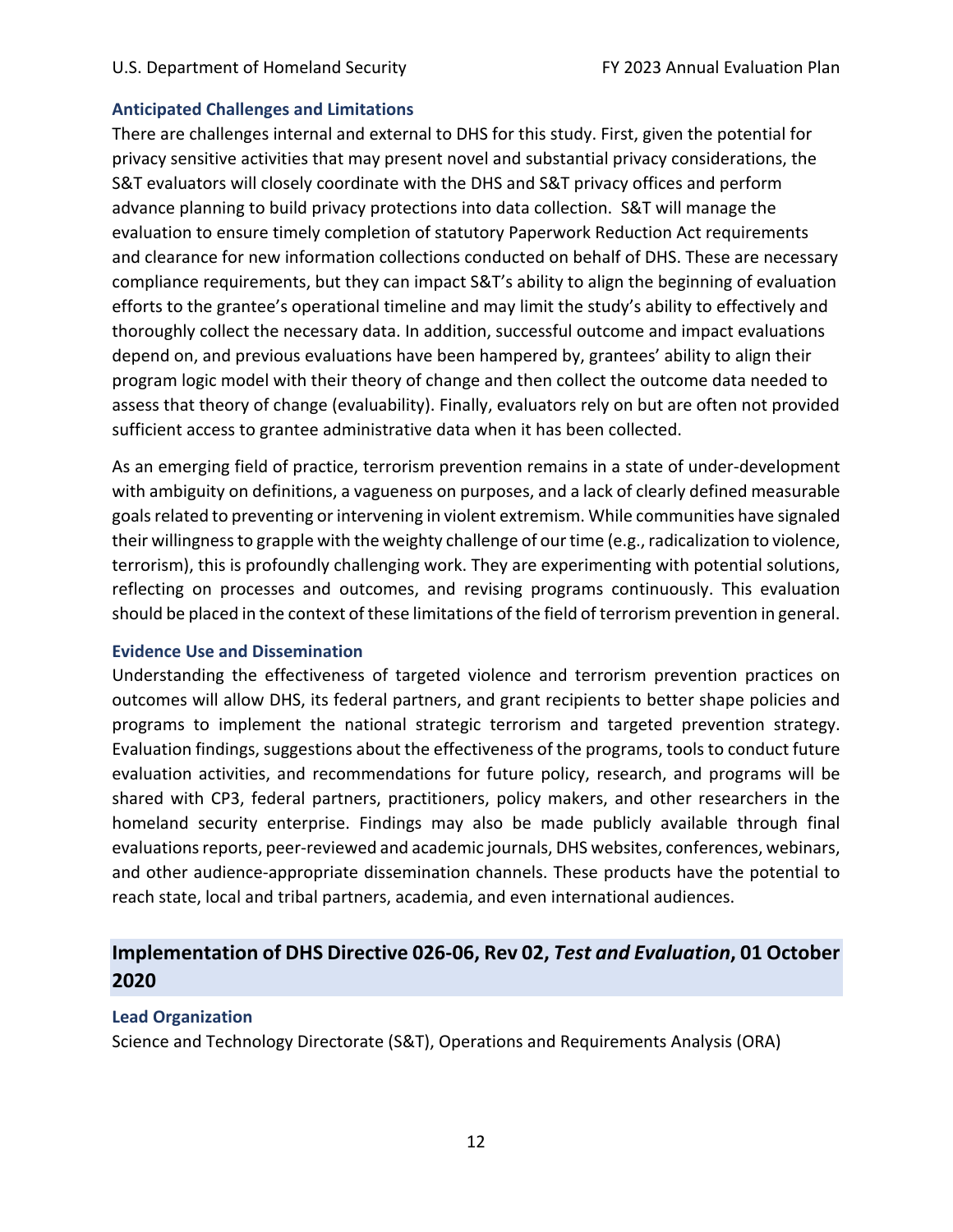### Anticipated Challenges and Limitations

There are challenges internal and external to DHS for this study. First, given the potential for privacy sensitive activities that may present novel and substantial privacy considerations, the S&T evaluators will closely coordinate with the DHS and S&T privacy offices and perform advance planning to build privacy protections into data collection. S&T will manage the evaluation to ensure timely completion of statutory Paperwork Reduction Act requirements and clearance for new information collections conducted on behalf of DHS. These are necessary compliance requirements, but they can impact S&T's ability to align the beginning of evaluation efforts to the grantee's operational timeline and may limit the study's ability to effectively and thoroughly collect the necessary data. In addition, successful outcome and impact evaluations depend on, and previous evaluations have been hampered by, grantees' ability to align their program logic model with their theory of change and then collect the outcome data needed to assess that theory of change (evaluability). Finally, evaluators rely on but are often not provided sufficient access to grantee administrative data when it has been collected.

As an emerging field of practice, terrorism prevention remains in a state of under-development with ambiguity on definitions, a vagueness on purposes, and a lack of clearly defined measurable goals related to preventing or intervening in violent extremism. While communities have signaled their willingness to grapple with the weighty challenge of our time (e.g., radicalization to violence, terrorism), this is profoundly challenging work. They are experimenting with potential solutions, reflecting on processes and outcomes, and revising programs continuously. This evaluation should be placed in the context of these limitations of the field of terrorism prevention in general.

### Evidence Use and Dissemination

Understanding the effectiveness of targeted violence and terrorism prevention practices on outcomes will allow DHS, its federal partners, and grant recipients to better shape policies and programs to implement the national strategic terrorism and targeted prevention strategy. Evaluation findings, suggestions about the effectiveness of the programs, tools to conduct future evaluation activities, and recommendations for future policy, research, and programs will be shared with CP3, federal partners, practitioners, policy makers, and other researchers in the homeland security enterprise. Findings may also be made publicly available through final evaluations reports, peer-reviewed and academic journals, DHS websites, conferences, webinars, and other audience-appropriate dissemination channels. These products have the potential to reach state, local and tribal partners, academia, and even international audiences.

## Implementation of DHS Directive 026-06, Rev 02, *Test and Evaluation*, 01 October 2020

### Lead Organization

Science and Technology Directorate (S&T), Operations and Requirements Analysis (ORA)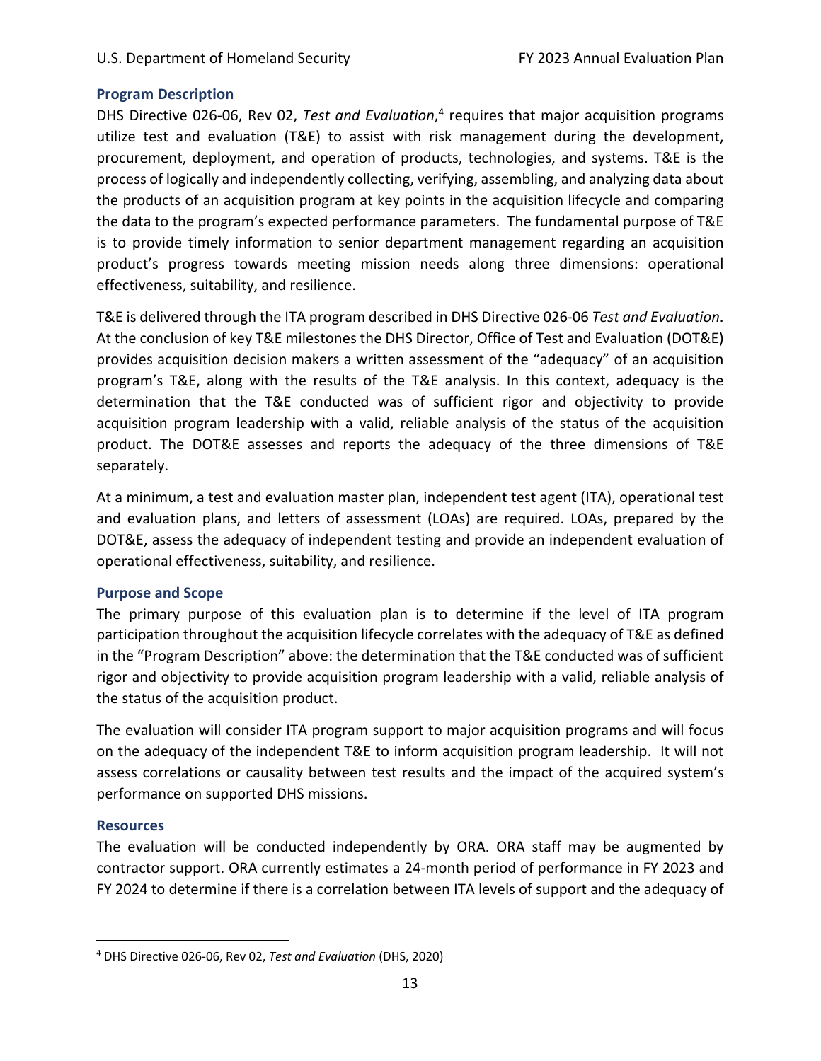### Program Description

DHS Directive 026-06, Rev 02, *Test and Evaluation*,[4] requires that major acquisition programs utilize test and evaluation (T&E) to assist with risk management during the development, procurement, deployment, and operation of products, technologies, and systems. T&E is the process of logically and independently collecting, verifying, assembling, and analyzing data about the products of an acquisition program at key points in the acquisition lifecycle and comparing the data to the program's expected performance parameters. The fundamental purpose of T&E is to provide timely information to senior department management regarding an acquisition product's progress towards meeting mission needs along three dimensions: operational effectiveness, suitability, and resilience.

T&E is delivered through the ITA program described in DHS Directive 026-06 *Test and Evaluation*. At the conclusion of key T&E milestones the DHS Director, Office of Test and Evaluation (DOT&E) provides acquisition decision makers a written assessment of the "adequacy" of an acquisition program's T&E, along with the results of the T&E analysis. In this context, adequacy is the determination that the T&E conducted was of sufficient rigor and objectivity to provide acquisition program leadership with a valid, reliable analysis of the status of the acquisition product. The DOT&E assesses and reports the adequacy of the three dimensions of T&E separately.

At a minimum, a test and evaluation master plan, independent test agent (ITA), operational test and evaluation plans, and letters of assessment (LOAs) are required. LOAs, prepared by the DOT&E, assess the adequacy of independent testing and provide an independent evaluation of operational effectiveness, suitability, and resilience.

### Purpose and Scope

The primary purpose of this evaluation plan is to determine if the level of ITA program participation throughout the acquisition lifecycle correlates with the adequacy of T&E as defined in the "Program Description" above: the determination that the T&E conducted was of sufficient rigor and objectivity to provide acquisition program leadership with a valid, reliable analysis of the status of the acquisition product.

The evaluation will consider ITA program support to major acquisition programs and will focus on the adequacy of the independent T&E to inform acquisition program leadership. It will not assess correlations or causality between test results and the impact of the acquired system's performance on supported DHS missions.

### Resources

The evaluation will be conducted independently by ORA. ORA staff may be augmented by contractor support. ORA currently estimates a 24-month period of performance in FY 2023 and FY 2024 to determine if there is a correlation between ITA levels of support and the adequacy of

---

[4] DHS Directive 026-06, Rev 02, *Test and Evaluation* (DHS, 2020)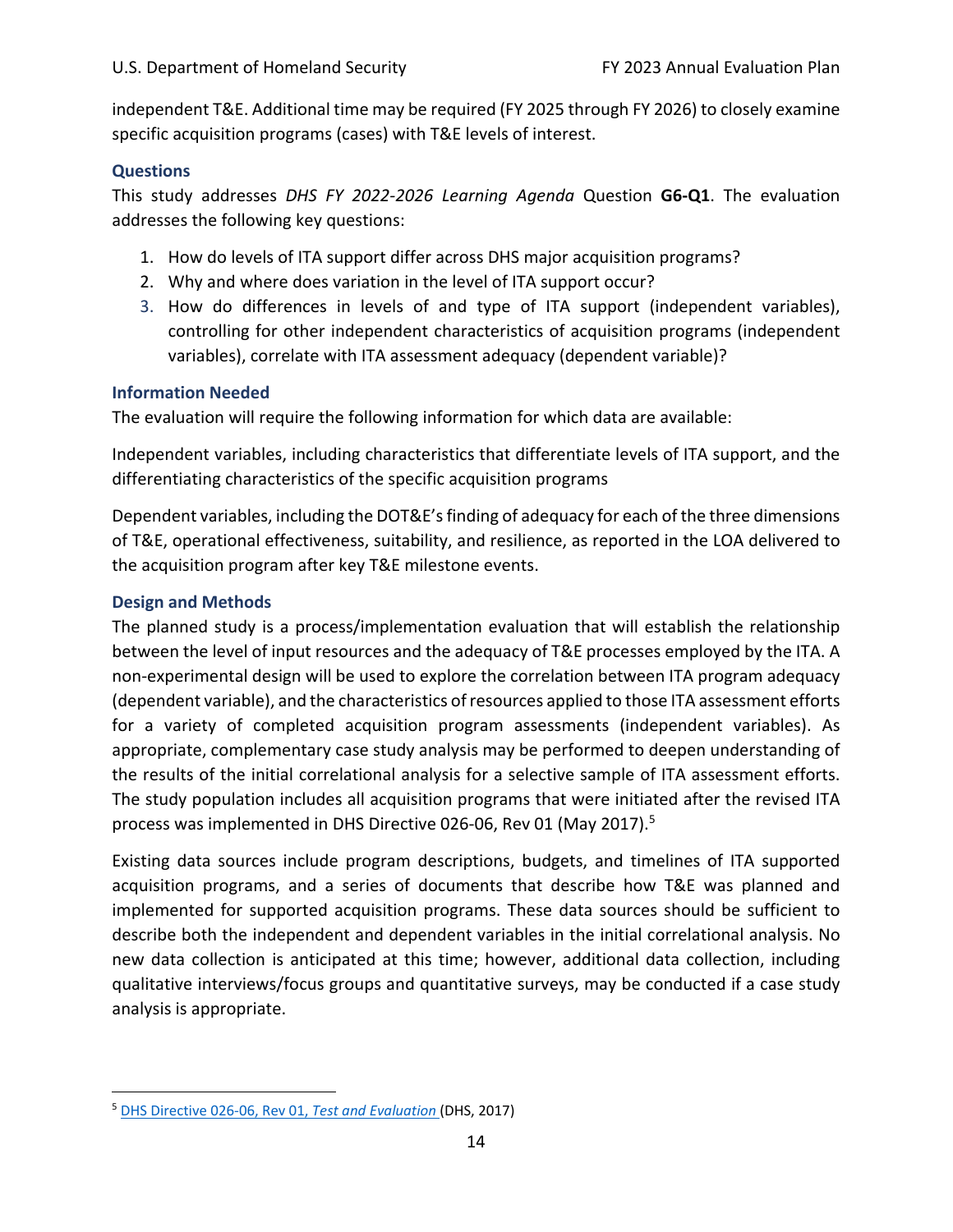independent T&E. Additional time may be required (FY 2025 through FY 2026) to closely examine specific acquisition programs (cases) with T&E levels of interest.

### Questions

This study addresses *DHS FY 2022-2026 Learning Agenda* Question **G6-Q1**. The evaluation addresses the following key questions:

1. How do levels of ITA support differ across DHS major acquisition programs?
2. Why and where does variation in the level of ITA support occur?
3. How do differences in levels of and type of ITA support (independent variables), controlling for other independent characteristics of acquisition programs (independent variables), correlate with ITA assessment adequacy (dependent variable)?

### Information Needed

The evaluation will require the following information for which data are available:

Independent variables, including characteristics that differentiate levels of ITA support, and the differentiating characteristics of the specific acquisition programs

Dependent variables, including the DOT&E's finding of adequacy for each of the three dimensions of T&E, operational effectiveness, suitability, and resilience, as reported in the LOA delivered to the acquisition program after key T&E milestone events.

### Design and Methods

The planned study is a process/implementation evaluation that will establish the relationship between the level of input resources and the adequacy of T&E processes employed by the ITA. A non-experimental design will be used to explore the correlation between ITA program adequacy (dependent variable), and the characteristics of resources applied to those ITA assessment efforts for a variety of completed acquisition program assessments (independent variables). As appropriate, complementary case study analysis may be performed to deepen understanding of the results of the initial correlational analysis for a selective sample of ITA assessment efforts. The study population includes all acquisition programs that were initiated after the revised ITA process was implemented in DHS Directive 026-06, Rev 01 (May 2017).[5]

Existing data sources include program descriptions, budgets, and timelines of ITA supported acquisition programs, and a series of documents that describe how T&E was planned and implemented for supported acquisition programs. These data sources should be sufficient to describe both the independent and dependent variables in the initial correlational analysis. No new data collection is anticipated at this time; however, additional data collection, including qualitative interviews/focus groups and quantitative surveys, may be conducted if a case study analysis is appropriate.

---

[5] DHS Directive 026-06, Rev 01, *Test and Evaluation* (DHS, 2017)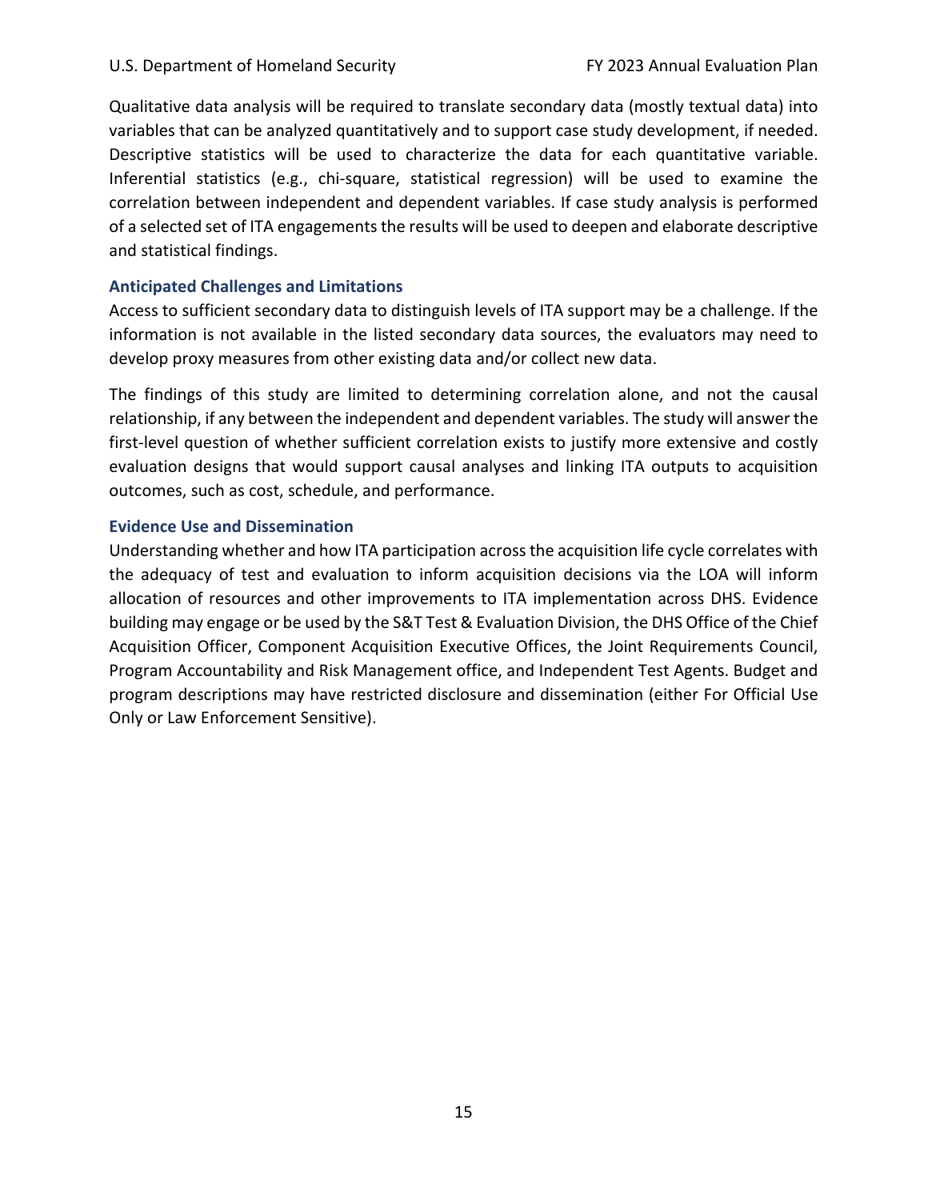Qualitative data analysis will be required to translate secondary data (mostly textual data) into variables that can be analyzed quantitatively and to support case study development, if needed. Descriptive statistics will be used to characterize the data for each quantitative variable. Inferential statistics (e.g., chi-square, statistical regression) will be used to examine the correlation between independent and dependent variables. If case study analysis is performed of a selected set of ITA engagements the results will be used to deepen and elaborate descriptive and statistical findings.

### Anticipated Challenges and Limitations

Access to sufficient secondary data to distinguish levels of ITA support may be a challenge. If the information is not available in the listed secondary data sources, the evaluators may need to develop proxy measures from other existing data and/or collect new data.

The findings of this study are limited to determining correlation alone, and not the causal relationship, if any between the independent and dependent variables. The study will answer the first-level question of whether sufficient correlation exists to justify more extensive and costly evaluation designs that would support causal analyses and linking ITA outputs to acquisition outcomes, such as cost, schedule, and performance.

### Evidence Use and Dissemination

Understanding whether and how ITA participation across the acquisition life cycle correlates with the adequacy of test and evaluation to inform acquisition decisions via the LOA will inform allocation of resources and other improvements to ITA implementation across DHS. Evidence building may engage or be used by the S&T Test & Evaluation Division, the DHS Office of the Chief Acquisition Officer, Component Acquisition Executive Offices, the Joint Requirements Council, Program Accountability and Risk Management office, and Independent Test Agents. Budget and program descriptions may have restricted disclosure and dissemination (either For Official Use Only or Law Enforcement Sensitive).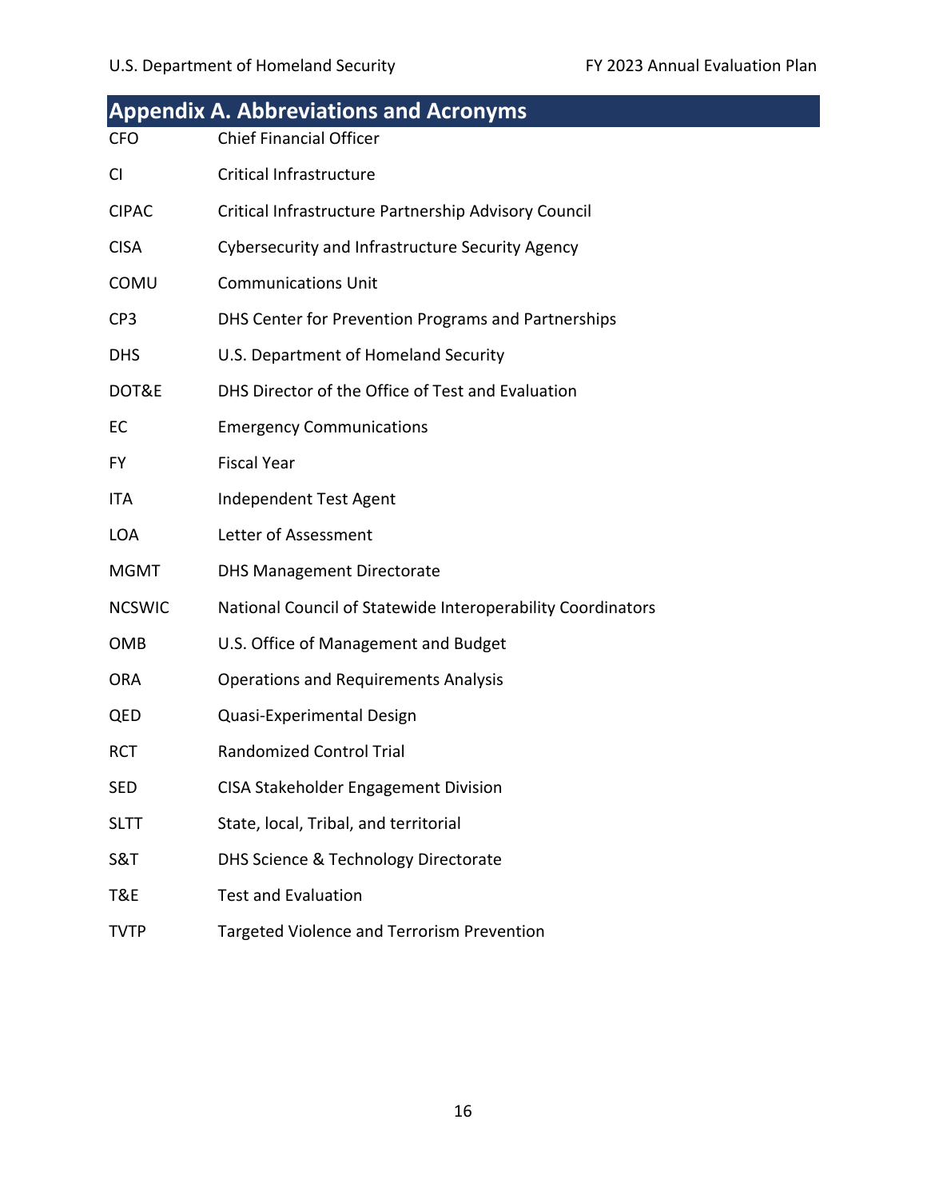# Appendix A. Abbreviations and Acronyms

| | |
|---|---|
| CFO | Chief Financial Officer |
| CI | Critical Infrastructure |
| CIPAC | Critical Infrastructure Partnership Advisory Council |
| CISA | Cybersecurity and Infrastructure Security Agency |
| COMU | Communications Unit |
| CP3 | DHS Center for Prevention Programs and Partnerships |
| DHS | U.S. Department of Homeland Security |
| DOT&E | DHS Director of the Office of Test and Evaluation |
| EC | Emergency Communications |
| FY | Fiscal Year |
| ITA | Independent Test Agent |
| LOA | Letter of Assessment |
| MGMT | DHS Management Directorate |
| NCSWIC | National Council of Statewide Interoperability Coordinators |
| OMB | U.S. Office of Management and Budget |
| ORA | Operations and Requirements Analysis |
| QED | Quasi-Experimental Design |
| RCT | Randomized Control Trial |
| SED | CISA Stakeholder Engagement Division |
| SLTT | State, local, Tribal, and territorial |
| S&T | DHS Science & Technology Directorate |
| T&E | Test and Evaluation |
| TVTP | Targeted Violence and Terrorism Prevention |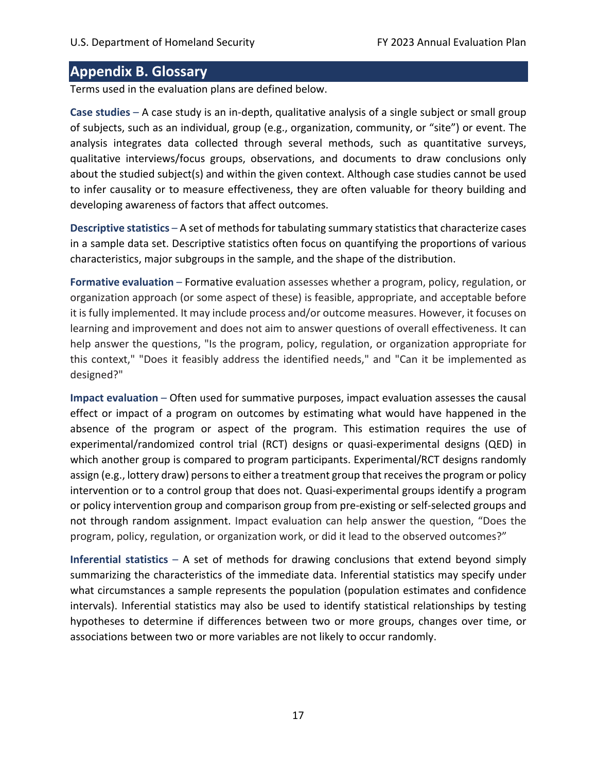## Appendix B. Glossary

Terms used in the evaluation plans are defined below.

**Case studies** – A case study is an in-depth, qualitative analysis of a single subject or small group of subjects, such as an individual, group (e.g., organization, community, or "site") or event. The analysis integrates data collected through several methods, such as quantitative surveys, qualitative interviews/focus groups, observations, and documents to draw conclusions only about the studied subject(s) and within the given context. Although case studies cannot be used to infer causality or to measure effectiveness, they are often valuable for theory building and developing awareness of factors that affect outcomes.

**Descriptive statistics** – A set of methods for tabulating summary statistics that characterize cases in a sample data set. Descriptive statistics often focus on quantifying the proportions of various characteristics, major subgroups in the sample, and the shape of the distribution.

**Formative evaluation** – Formative evaluation assesses whether a program, policy, regulation, or organization approach (or some aspect of these) is feasible, appropriate, and acceptable before it is fully implemented. It may include process and/or outcome measures. However, it focuses on learning and improvement and does not aim to answer questions of overall effectiveness. It can help answer the questions, "Is the program, policy, regulation, or organization appropriate for this context," "Does it feasibly address the identified needs," and "Can it be implemented as designed?"

**Impact evaluation** – Often used for summative purposes, impact evaluation assesses the causal effect or impact of a program on outcomes by estimating what would have happened in the absence of the program or aspect of the program. This estimation requires the use of experimental/randomized control trial (RCT) designs or quasi-experimental designs (QED) in which another group is compared to program participants. Experimental/RCT designs randomly assign (e.g., lottery draw) persons to either a treatment group that receives the program or policy intervention or to a control group that does not. Quasi-experimental groups identify a program or policy intervention group and comparison group from pre-existing or self-selected groups and not through random assignment. Impact evaluation can help answer the question, "Does the program, policy, regulation, or organization work, or did it lead to the observed outcomes?"

**Inferential statistics** – A set of methods for drawing conclusions that extend beyond simply summarizing the characteristics of the immediate data. Inferential statistics may specify under what circumstances a sample represents the population (population estimates and confidence intervals). Inferential statistics may also be used to identify statistical relationships by testing hypotheses to determine if differences between two or more groups, changes over time, or associations between two or more variables are not likely to occur randomly.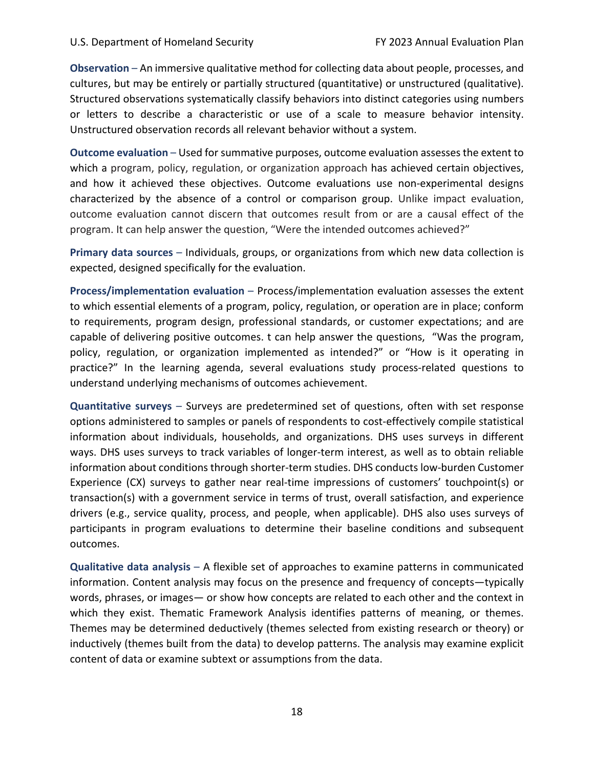**Observation** – An immersive qualitative method for collecting data about people, processes, and cultures, but may be entirely or partially structured (quantitative) or unstructured (qualitative). Structured observations systematically classify behaviors into distinct categories using numbers or letters to describe a characteristic or use of a scale to measure behavior intensity. Unstructured observation records all relevant behavior without a system.

**Outcome evaluation** – Used for summative purposes, outcome evaluation assesses the extent to which a program, policy, regulation, or organization approach has achieved certain objectives, and how it achieved these objectives. Outcome evaluations use non-experimental designs characterized by the absence of a control or comparison group. Unlike impact evaluation, outcome evaluation cannot discern that outcomes result from or are a causal effect of the program. It can help answer the question, "Were the intended outcomes achieved?"

**Primary data sources** – Individuals, groups, or organizations from which new data collection is expected, designed specifically for the evaluation.

**Process/implementation evaluation** – Process/implementation evaluation assesses the extent to which essential elements of a program, policy, regulation, or operation are in place; conform to requirements, program design, professional standards, or customer expectations; and are capable of delivering positive outcomes. t can help answer the questions, "Was the program, policy, regulation, or organization implemented as intended?" or "How is it operating in practice?" In the learning agenda, several evaluations study process-related questions to understand underlying mechanisms of outcomes achievement.

**Quantitative surveys** – Surveys are predetermined set of questions, often with set response options administered to samples or panels of respondents to cost-effectively compile statistical information about individuals, households, and organizations. DHS uses surveys in different ways. DHS uses surveys to track variables of longer-term interest, as well as to obtain reliable information about conditions through shorter-term studies. DHS conducts low-burden Customer Experience (CX) surveys to gather near real-time impressions of customers' touchpoint(s) or transaction(s) with a government service in terms of trust, overall satisfaction, and experience drivers (e.g., service quality, process, and people, when applicable). DHS also uses surveys of participants in program evaluations to determine their baseline conditions and subsequent outcomes.

**Qualitative data analysis** – A flexible set of approaches to examine patterns in communicated information. Content analysis may focus on the presence and frequency of concepts—typically words, phrases, or images— or show how concepts are related to each other and the context in which they exist. Thematic Framework Analysis identifies patterns of meaning, or themes. Themes may be determined deductively (themes selected from existing research or theory) or inductively (themes built from the data) to develop patterns. The analysis may examine explicit content of data or examine subtext or assumptions from the data.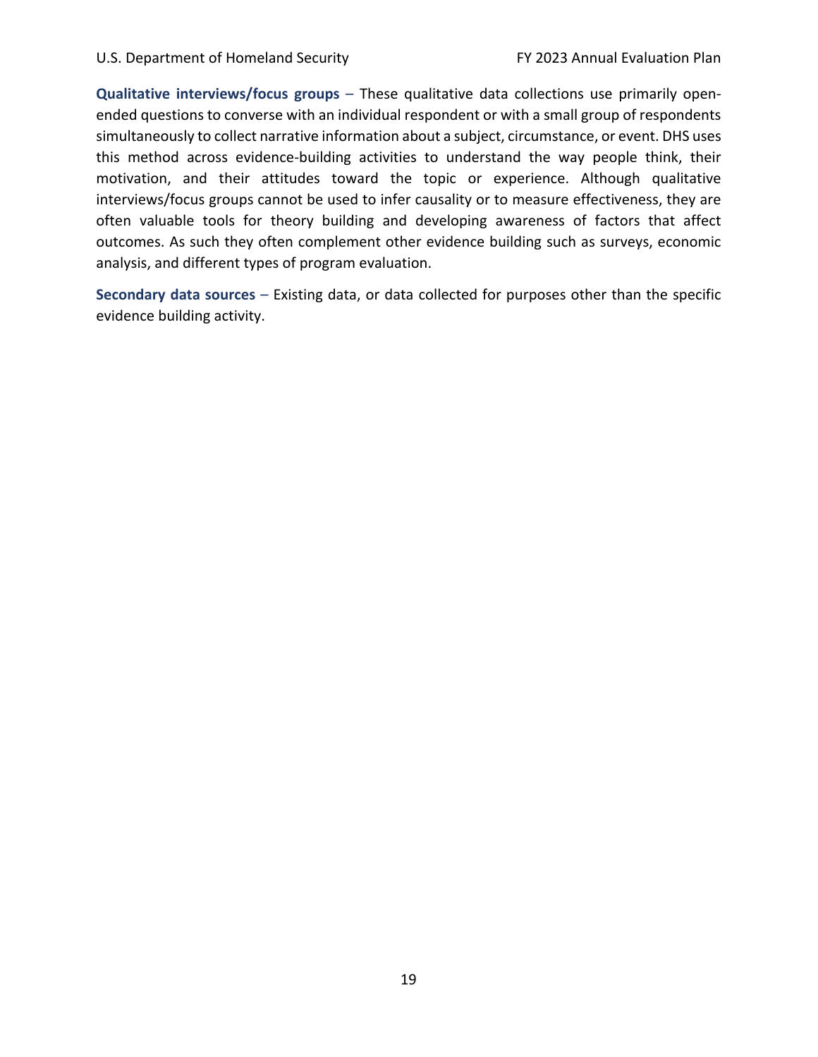**Qualitative interviews/focus groups** – These qualitative data collections use primarily open-ended questions to converse with an individual respondent or with a small group of respondents simultaneously to collect narrative information about a subject, circumstance, or event. DHS uses this method across evidence-building activities to understand the way people think, their motivation, and their attitudes toward the topic or experience. Although qualitative interviews/focus groups cannot be used to infer causality or to measure effectiveness, they are often valuable tools for theory building and developing awareness of factors that affect outcomes. As such they often complement other evidence building such as surveys, economic analysis, and different types of program evaluation.

**Secondary data sources** – Existing data, or data collected for purposes other than the specific evidence building activity.